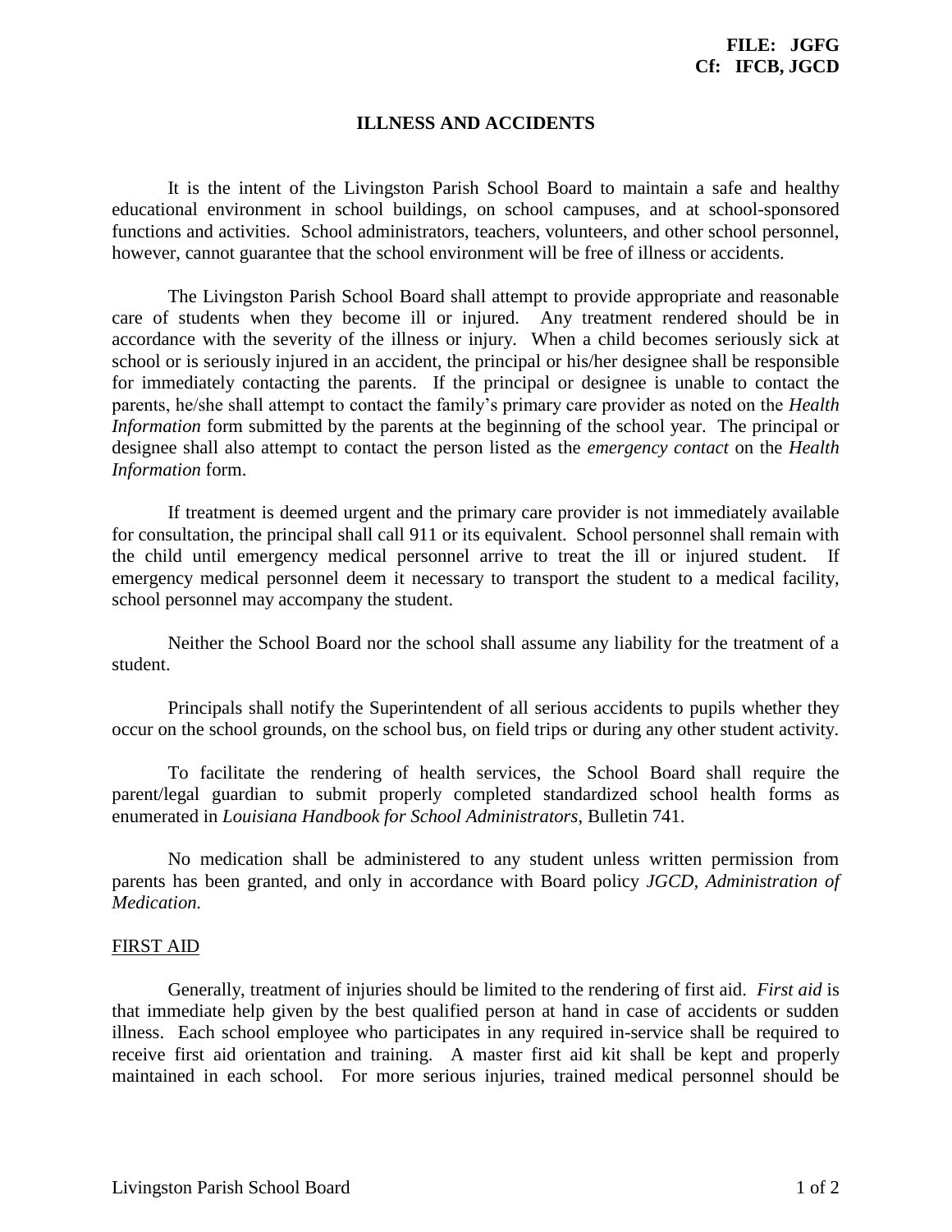**FILE: JGFG**
**Cf: IFCB, JGCD**

# ILLNESS AND ACCIDENTS

It is the intent of the Livingston Parish School Board to maintain a safe and healthy educational environment in school buildings, on school campuses, and at school-sponsored functions and activities. School administrators, teachers, volunteers, and other school personnel, however, cannot guarantee that the school environment will be free of illness or accidents.

The Livingston Parish School Board shall attempt to provide appropriate and reasonable care of students when they become ill or injured. Any treatment rendered should be in accordance with the severity of the illness or injury. When a child becomes seriously sick at school or is seriously injured in an accident, the principal or his/her designee shall be responsible for immediately contacting the parents. If the principal or designee is unable to contact the parents, he/she shall attempt to contact the family's primary care provider as noted on the *Health Information* form submitted by the parents at the beginning of the school year. The principal or designee shall also attempt to contact the person listed as the *emergency contact* on the *Health Information* form.

If treatment is deemed urgent and the primary care provider is not immediately available for consultation, the principal shall call 911 or its equivalent. School personnel shall remain with the child until emergency medical personnel arrive to treat the ill or injured student. If emergency medical personnel deem it necessary to transport the student to a medical facility, school personnel may accompany the student.

Neither the School Board nor the school shall assume any liability for the treatment of a student.

Principals shall notify the Superintendent of all serious accidents to pupils whether they occur on the school grounds, on the school bus, on field trips or during any other student activity.

To facilitate the rendering of health services, the School Board shall require the parent/legal guardian to submit properly completed standardized school health forms as enumerated in *Louisiana Handbook for School Administrators*, Bulletin 741.

No medication shall be administered to any student unless written permission from parents has been granted, and only in accordance with Board policy *JGCD, Administration of Medication.*

## FIRST AID

Generally, treatment of injuries should be limited to the rendering of first aid. *First aid* is that immediate help given by the best qualified person at hand in case of accidents or sudden illness. Each school employee who participates in any required in-service shall be required to receive first aid orientation and training. A master first aid kit shall be kept and properly maintained in each school. For more serious injuries, trained medical personnel should be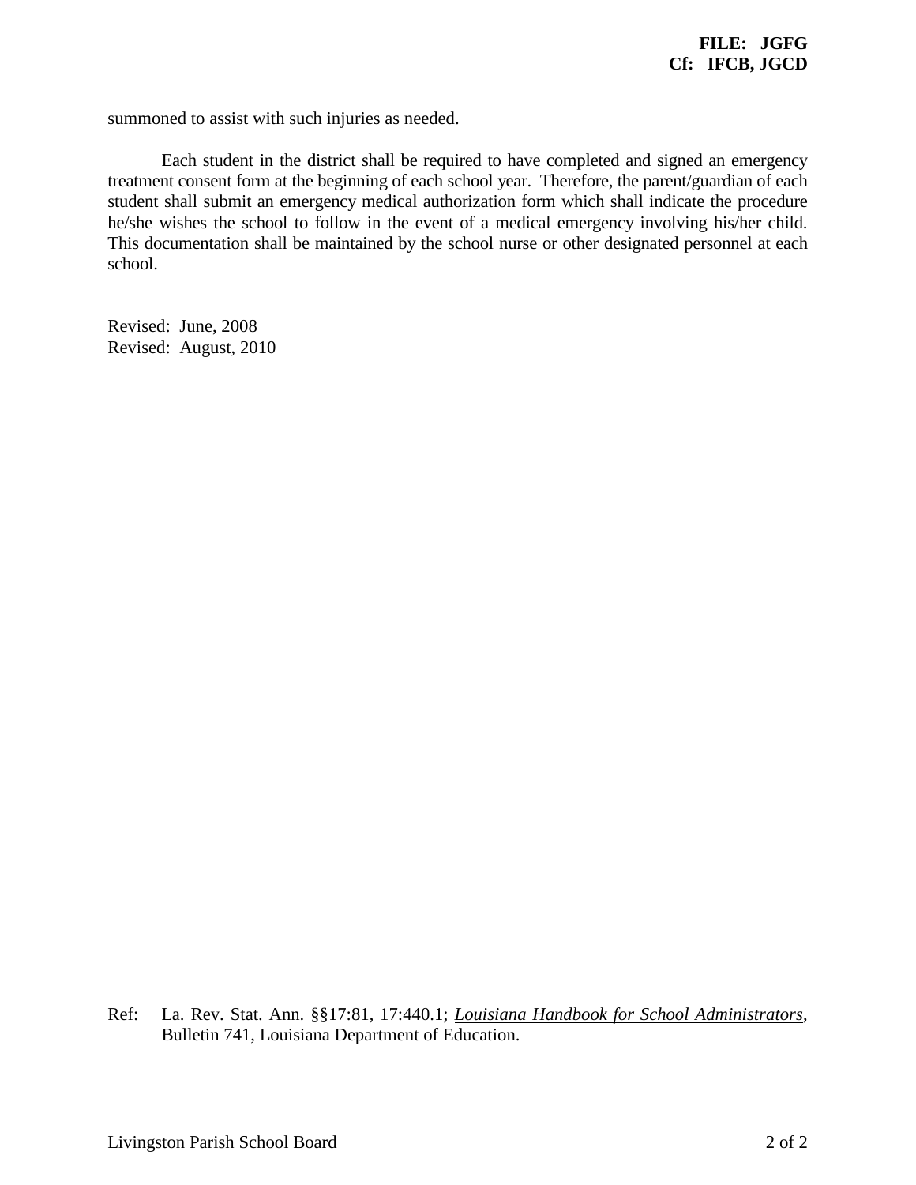summoned to assist with such injuries as needed.

Each student in the district shall be required to have completed and signed an emergency treatment consent form at the beginning of each school year. Therefore, the parent/guardian of each student shall submit an emergency medical authorization form which shall indicate the procedure he/she wishes the school to follow in the event of a medical emergency involving his/her child. This documentation shall be maintained by the school nurse or other designated personnel at each school.

Revised: June, 2008
Revised: August, 2010

Ref: La. Rev. Stat. Ann. §§17:81, 17:440.1; *Louisiana Handbook for School Administrators*, Bulletin 741, Louisiana Department of Education.